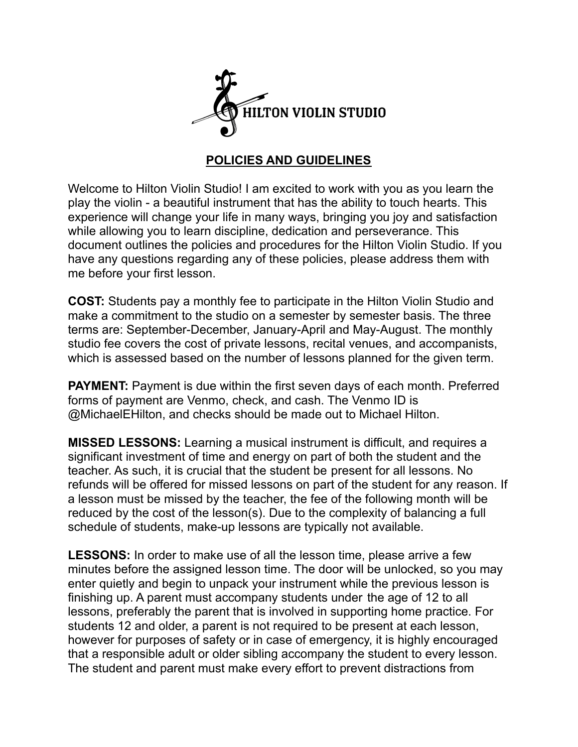# HILTON VIOLIN STUDIO

## POLICIES AND GUIDELINES

Welcome to Hilton Violin Studio! I am excited to work with you as you learn the play the violin - a beautiful instrument that has the ability to touch hearts. This experience will change your life in many ways, bringing you joy and satisfaction while allowing you to learn discipline, dedication and perseverance. This document outlines the policies and procedures for the Hilton Violin Studio. If you have any questions regarding any of these policies, please address them with me before your first lesson.

**COST:** Students pay a monthly fee to participate in the Hilton Violin Studio and make a commitment to the studio on a semester by semester basis. The three terms are: September-December, January-April and May-August. The monthly studio fee covers the cost of private lessons, recital venues, and accompanists, which is assessed based on the number of lessons planned for the given term.

**PAYMENT:** Payment is due within the first seven days of each month. Preferred forms of payment are Venmo, check, and cash. The Venmo ID is @MichaelEHilton, and checks should be made out to Michael Hilton.

**MISSED LESSONS:** Learning a musical instrument is difficult, and requires a significant investment of time and energy on part of both the student and the teacher. As such, it is crucial that the student be present for all lessons. No refunds will be offered for missed lessons on part of the student for any reason. If a lesson must be missed by the teacher, the fee of the following month will be reduced by the cost of the lesson(s). Due to the complexity of balancing a full schedule of students, make-up lessons are typically not available.

**LESSONS:** In order to make use of all the lesson time, please arrive a few minutes before the assigned lesson time. The door will be unlocked, so you may enter quietly and begin to unpack your instrument while the previous lesson is finishing up. A parent must accompany students under the age of 12 to all lessons, preferably the parent that is involved in supporting home practice. For students 12 and older, a parent is not required to be present at each lesson, however for purposes of safety or in case of emergency, it is highly encouraged that a responsible adult or older sibling accompany the student to every lesson. The student and parent must make every effort to prevent distractions from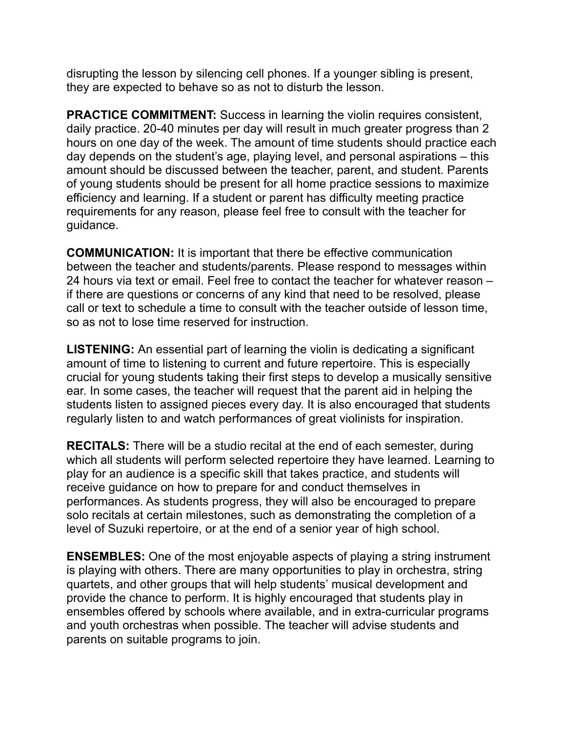disrupting the lesson by silencing cell phones. If a younger sibling is present, they are expected to behave so as not to disturb the lesson.

**PRACTICE COMMITMENT:** Success in learning the violin requires consistent, daily practice. 20-40 minutes per day will result in much greater progress than 2 hours on one day of the week. The amount of time students should practice each day depends on the student's age, playing level, and personal aspirations – this amount should be discussed between the teacher, parent, and student. Parents of young students should be present for all home practice sessions to maximize efficiency and learning. If a student or parent has difficulty meeting practice requirements for any reason, please feel free to consult with the teacher for guidance.

**COMMUNICATION:** It is important that there be effective communication between the teacher and students/parents. Please respond to messages within 24 hours via text or email. Feel free to contact the teacher for whatever reason – if there are questions or concerns of any kind that need to be resolved, please call or text to schedule a time to consult with the teacher outside of lesson time, so as not to lose time reserved for instruction.

**LISTENING:** An essential part of learning the violin is dedicating a significant amount of time to listening to current and future repertoire. This is especially crucial for young students taking their first steps to develop a musically sensitive ear. In some cases, the teacher will request that the parent aid in helping the students listen to assigned pieces every day. It is also encouraged that students regularly listen to and watch performances of great violinists for inspiration.

**RECITALS:** There will be a studio recital at the end of each semester, during which all students will perform selected repertoire they have learned. Learning to play for an audience is a specific skill that takes practice, and students will receive guidance on how to prepare for and conduct themselves in performances. As students progress, they will also be encouraged to prepare solo recitals at certain milestones, such as demonstrating the completion of a level of Suzuki repertoire, or at the end of a senior year of high school.

**ENSEMBLES:** One of the most enjoyable aspects of playing a string instrument is playing with others. There are many opportunities to play in orchestra, string quartets, and other groups that will help students' musical development and provide the chance to perform. It is highly encouraged that students play in ensembles offered by schools where available, and in extra-curricular programs and youth orchestras when possible. The teacher will advise students and parents on suitable programs to join.